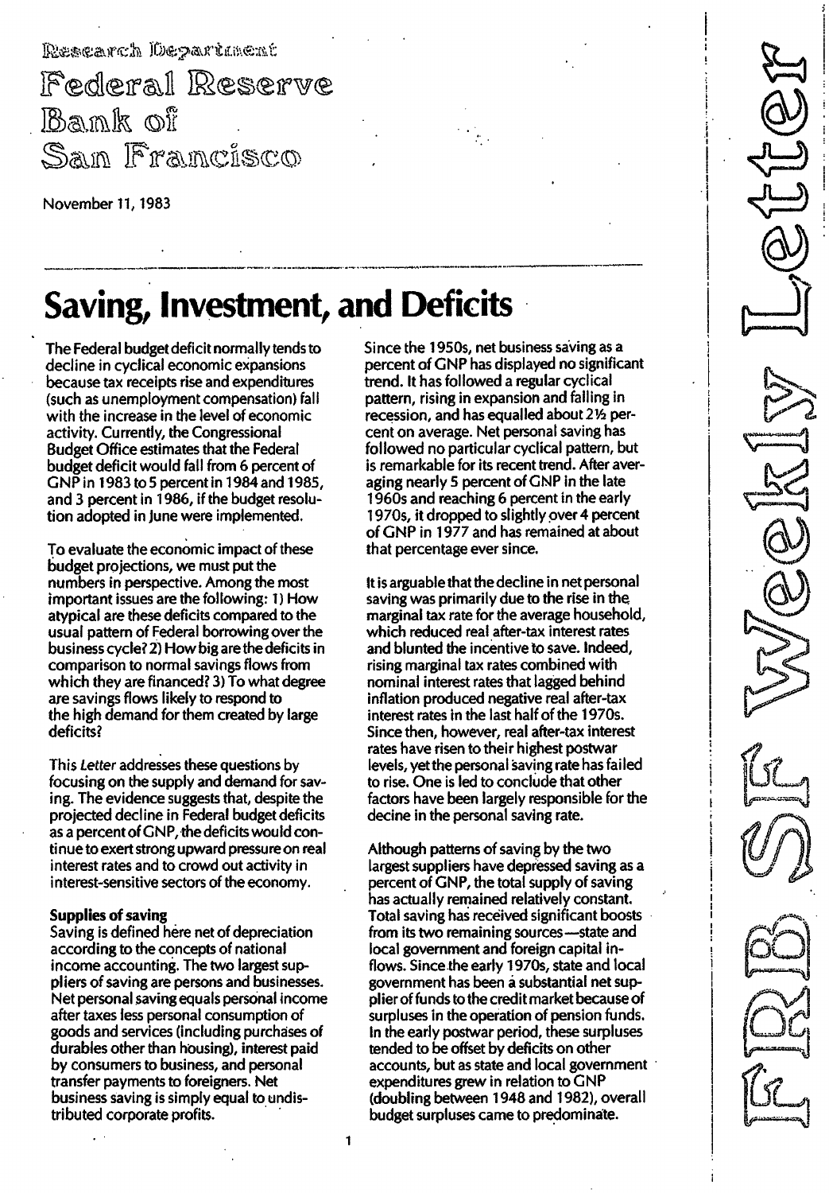Research Department

Federal Reserve Bank of San Francisco

November 11, 1983

FRBSF Weekly Letter

# Saving, Investment, and Deficits

The Federal budget deficit normally tends to decline in cyclical economic expansions because tax receipts rise and expenditures (such as unemployment compensation) fall with the increase in the level of economic activity. Currently, the Congressional Budget Office estimates that the Federal budget deficit would fall from 6 percent of GNP in 1983 to 5 percent in 1984 and 1985, and 3 percent in 1986, if the budget resolution adopted in June were implemented.

To evaluate the economic impact of these budget projections, we must put the numbers in perspective. Among the most important issues are the following: 1) How atypical are these deficits compared to the usual pattern of Federal borrowing over the business cycle? 2) How big are the deficits in comparison to normal savings flows from which they are financed? 3) To what degree are savings flows likely to respond to the high demand for them created by large deficits?

This *Letter* addresses these questions by focusing on the supply and demand for saving. The evidence suggests that, despite the projected decline in Federal budget deficits as a percent of GNP, the deficits would continue to exert strong upward pressure on real interest rates and to crowd out activity in interest-sensitive sectors of the economy.

**Supplies of saving**

Saving is defined here net of depreciation according to the concepts of national income accounting. The two largest suppliers of saving are persons and businesses. Net personal saving equals personal income after taxes less personal consumption of goods and services (including purchases of durables other than housing), interest paid by consumers to business, and personal transfer payments to foreigners. Net business saving is simply equal to undistributed corporate profits.

Since the 1950s, net business saving as a percent of GNP has displayed no significant trend. It has followed a regular cyclical pattern, rising in expansion and falling in recession, and has equalled about 2½ percent on average. Net personal saving has followed no particular cyclical pattern, but is remarkable for its recent trend. After averaging nearly 5 percent of GNP in the late 1960s and reaching 6 percent in the early 1970s, it dropped to slightly over 4 percent of GNP in 1977 and has remained at about that percentage ever since.

It is arguable that the decline in net personal saving was primarily due to the rise in the marginal tax rate for the average household, which reduced real after-tax interest rates and blunted the incentive to save. Indeed, rising marginal tax rates combined with nominal interest rates that lagged behind inflation produced negative real after-tax interest rates in the last half of the 1970s. Since then, however, real after-tax interest rates have risen to their highest postwar levels, yet the personal saving rate has failed to rise. One is led to conclude that other factors have been largely responsible for the decine in the personal saving rate.

Although patterns of saving by the two largest suppliers have depressed saving as a percent of GNP, the total supply of saving has actually remained relatively constant. Total saving has received significant boosts from its two remaining sources—state and local government and foreign capital inflows. Since the early 1970s, state and local government has been a substantial net supplier of funds to the credit market because of surpluses in the operation of pension funds. In the early postwar period, these surpluses tended to be offset by deficits on other accounts, but as state and local government expenditures grew in relation to GNP (doubling between 1948 and 1982), overall budget surpluses came to predominate.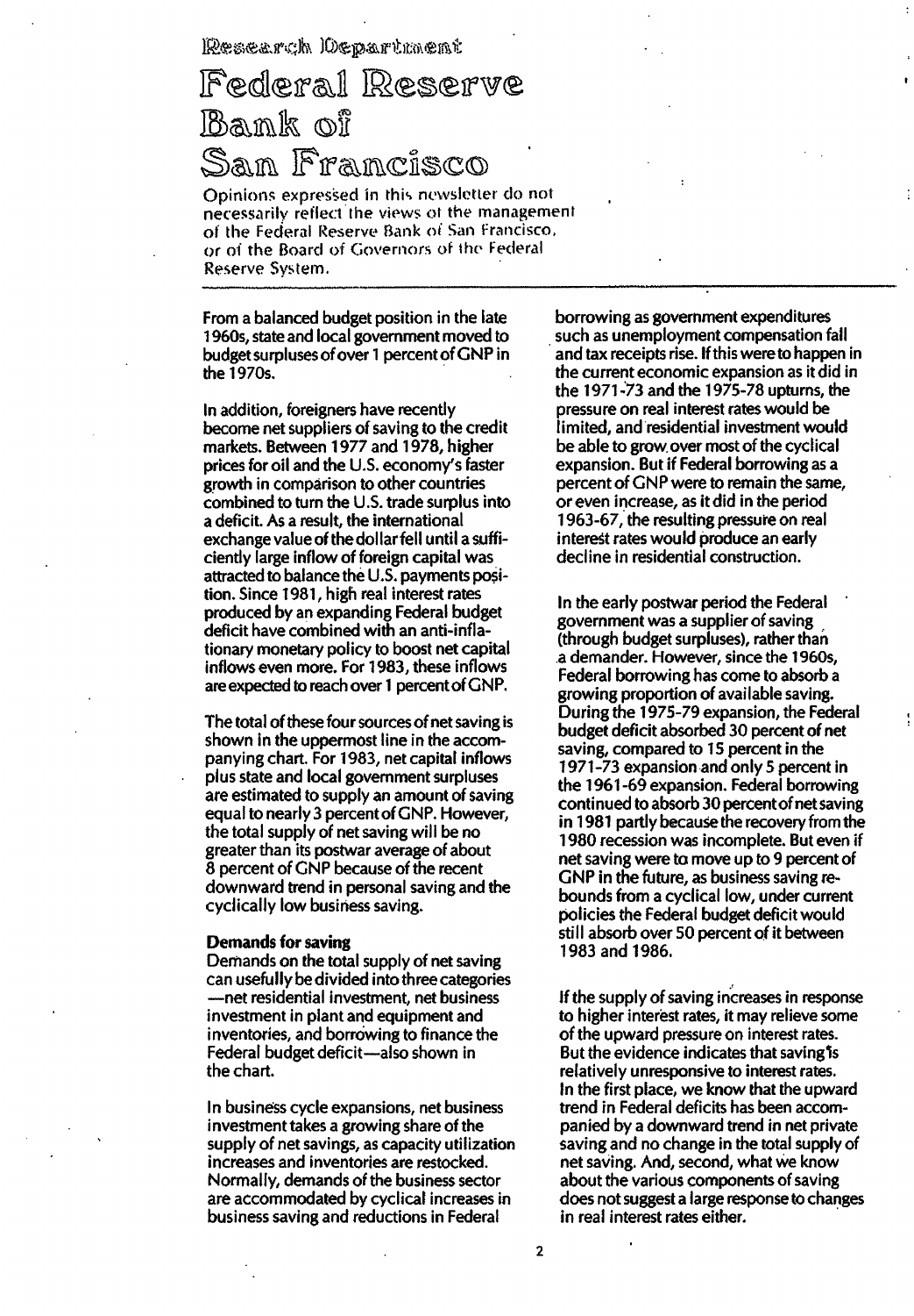Research Department

# Federal Reserve Bank of San Francisco

Opinions expressed in this newsletter do not necessarily reflect the views of the management of the Federal Reserve Bank of San Francisco, or of the Board of Governors of the Federal Reserve System.

From a balanced budget position in the late 1960s, state and local government moved to budget surpluses of over 1 percent of GNP in the 1970s.

In addition, foreigners have recently become net suppliers of saving to the credit markets. Between 1977 and 1978, higher prices for oil and the U.S. economy's faster growth in comparison to other countries combined to turn the U.S. trade surplus into a deficit. As a result, the international exchange value of the dollar fell until a sufficiently large inflow of foreign capital was attracted to balance the U.S. payments position. Since 1981, high real interest rates produced by an expanding Federal budget deficit have combined with an anti-inflationary monetary policy to boost net capital inflows even more. For 1983, these inflows are expected to reach over 1 percent of GNP.

The total of these four sources of net saving is shown in the uppermost line in the accompanying chart. For 1983, net capital inflows plus state and local government surpluses are estimated to supply an amount of saving equal to nearly 3 percent of GNP. However, the total supply of net saving will be no greater than its postwar average of about 8 percent of GNP because of the recent downward trend in personal saving and the cyclically low business saving.

**Demands for saving**

Demands on the total supply of net saving can usefully be divided into three categories —net residential investment, net business investment in plant and equipment and inventories, and borrowing to finance the Federal budget deficit—also shown in the chart.

In business cycle expansions, net business investment takes a growing share of the supply of net savings, as capacity utilization increases and inventories are restocked. Normally, demands of the business sector are accommodated by cyclical increases in business saving and reductions in Federal borrowing as government expenditures such as unemployment compensation fall and tax receipts rise. If this were to happen in the current economic expansion as it did in the 1971-73 and the 1975-78 upturns, the pressure on real interest rates would be limited, and residential investment would be able to grow over most of the cyclical expansion. But if Federal borrowing as a percent of GNP were to remain the same, or even increase, as it did in the period 1963-67, the resulting pressure on real interest rates would produce an early decline in residential construction.

In the early postwar period the Federal government was a supplier of saving (through budget surpluses), rather than a demander. However, since the 1960s, Federal borrowing has come to absorb a growing proportion of available saving. During the 1975-79 expansion, the Federal budget deficit absorbed 30 percent of net saving, compared to 15 percent in the 1971-73 expansion and only 5 percent in the 1961-69 expansion. Federal borrowing continued to absorb 30 percent of net saving in 1981 partly because the recovery from the 1980 recession was incomplete. But even if net saving were to move up to 9 percent of GNP in the future, as business saving rebounds from a cyclical low, under current policies the Federal budget deficit would still absorb over 50 percent of it between 1983 and 1986.

If the supply of saving increases in response to higher interest rates, it may relieve some of the upward pressure on interest rates. But the evidence indicates that saving is relatively unresponsive to interest rates. In the first place, we know that the upward trend in Federal deficits has been accompanied by a downward trend in net private saving and no change in the total supply of net saving. And, second, what we know about the various components of saving does not suggest a large response to changes in real interest rates either.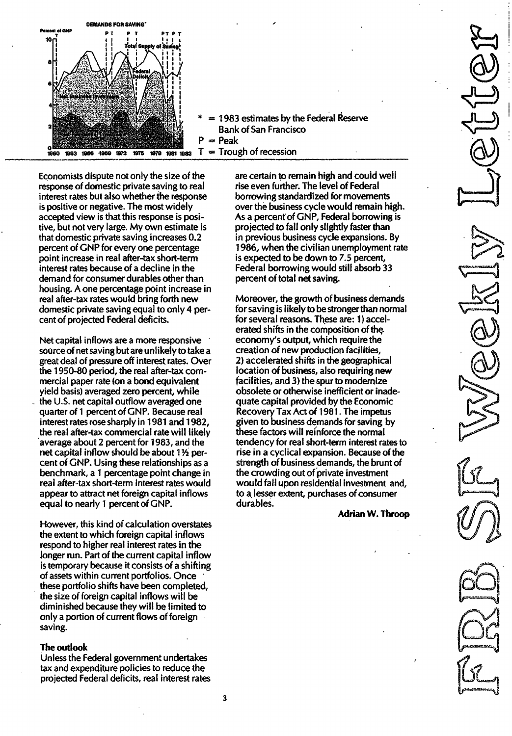**DEMANDS FOR SAVING***

\* = 1983 estimates by the Federal Reserve Bank of San Francisco
P = Peak
T = Trough of recession

Economists dispute not only the size of the response of domestic private saving to real interest rates but also whether the response is positive or negative. The most widely accepted view is that this response is positive, but not very large. My own estimate is that domestic private saving increases 0.2 percent of GNP for every one percentage point increase in real after-tax short-term interest rates because of a decline in the demand for consumer durables other than housing. A one percentage point increase in real after-tax rates would bring forth new domestic private saving equal to only 4 percent of projected Federal deficits.

Net capital inflows are a more responsive source of net saving but are unlikely to take a great deal of pressure off interest rates. Over the 1950-80 period, the real after-tax commercial paper rate (on a bond equivalent yield basis) averaged zero percent, while the U.S. net capital outflow averaged one quarter of 1 percent of GNP. Because real interest rates rose sharply in 1981 and 1982, the real after-tax commercial rate will likely average about 2 percent for 1983, and the net capital inflow should be about 1½ percent of GNP. Using these relationships as a benchmark, a 1 percentage point change in real after-tax short-term interest rates would appear to attract net foreign capital inflows equal to nearly 1 percent of GNP.

However, this kind of calculation overstates the extent to which foreign capital inflows respond to higher real interest rates in the longer run. Part of the current capital inflow is temporary because it consists of a shifting of assets within current portfolios. Once these portfolio shifts have been completed, the size of foreign capital inflows will be diminished because they will be limited to only a portion of current flows of foreign saving.

### The outlook

Unless the Federal government undertakes tax and expenditure policies to reduce the projected Federal deficits, real interest rates are certain to remain high and could well rise even further. The level of Federal borrowing standardized for movements over the business cycle would remain high. As a percent of GNP, Federal borrowing is projected to fall only slightly faster than in previous business cycle expansions. By 1986, when the civilian unemployment rate is expected to be down to 7.5 percent, Federal borrowing would still absorb 33 percent of total net saving.

Moreover, the growth of business demands for saving is likely to be stronger than normal for several reasons. These are: 1) accelerated shifts in the composition of the economy's output, which require the creation of new production facilities, 2) accelerated shifts in the geographical location of business, also requiring new facilities, and 3) the spur to modernize obsolete or otherwise inefficient or inadequate capital provided by the Economic Recovery Tax Act of 1981. The impetus given to business demands for saving by these factors will reinforce the normal tendency for real short-term interest rates to rise in a cyclical expansion. Because of the strength of business demands, the brunt of the crowding out of private investment would fall upon residential investment and, to a lesser extent, purchases of consumer durables.

**Adrian W. Throop**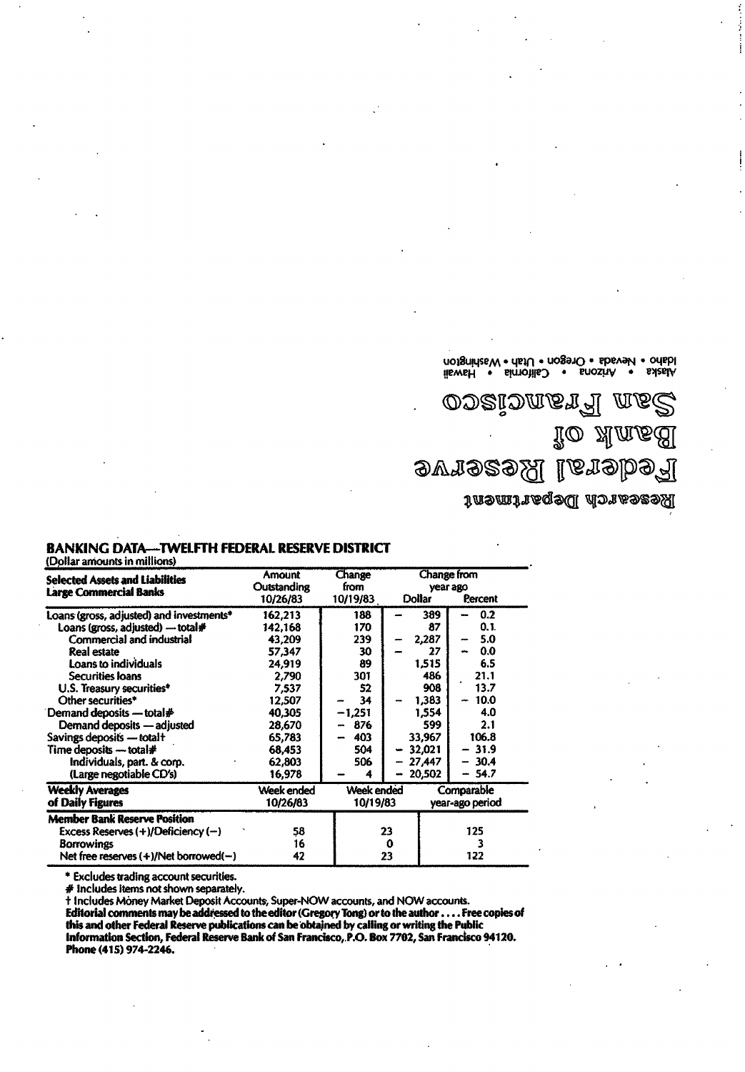Research Department

Federal Reserve

Bank of

San Francisco

Alaska • Arizona • California • Hawaii

Idaho • Nevada • Oregon • Utah • Washington

## BANKING DATA—TWELFTH FEDERAL RESERVE DISTRICT

(Dollar amounts in millions)

| Selected Assets and Liabilities Large Commercial Banks | Amount Outstanding 10/26/83 | Change from 10/19/83 | Change from year ago Dollar | Change from year ago Percent |
|---|---|---|---|---|
| Loans (gross, adjusted) and investments* | 162,213 | 188 | – 389 | – 0.2 |
| Loans (gross, adjusted) — total# | 142,168 | 170 | 87 | 0.1 |
| Commercial and industrial | 43,209 | 239 | – 2,287 | – 5.0 |
| Real estate | 57,347 | 30 | – 27 | – 0.0 |
| Loans to individuals | 24,919 | 89 | 1,515 | 6.5 |
| Securities loans | 2,790 | 301 | 486 | 21.1 |
| U.S. Treasury securities* | 7,537 | 52 | 908 | 13.7 |
| Other securities* | 12,507 | – 34 | – 1,383 | – 10.0 |
| Demand deposits — total# | 40,305 | –1,251 | 1,554 | 4.0 |
| Demand deposits — adjusted | 28,670 | – 876 | 599 | 2.1 |
| Savings deposits — total† | 65,783 | – 403 | 33,967 | 106.8 |
| Time deposits — total# | 68,453 | 504 | – 32,021 | – 31.9 |
| Individuals, part. & corp. | 62,803 | 506 | – 27,447 | – 30.4 |
| (Large negotiable CD's) | 16,978 | – 4 | – 20,502 | – 54.7 |

| Weekly Averages of Daily Figures | Week ended 10/26/83 | Week ended 10/19/83 | Comparable year-ago period |
|---|---|---|---|
| **Member Bank Reserve Position** | | | |
| Excess Reserves (+)/Deficiency (–) | 58 | 23 | 125 |
| Borrowings | 16 | 0 | 3 |
| Net free reserves (+)/Net borrowed(–) | 42 | 23 | 122 |

\* Excludes trading account securities.
\# Includes items not shown separately.
† Includes Money Market Deposit Accounts, Super-NOW accounts, and NOW accounts.

**Editorial comments may be addressed to the editor (Gregory Tong) or to the author . . . . Free copies of this and other Federal Reserve publications can be obtained by calling or writing the Public Information Section, Federal Reserve Bank of San Francisco, P.O. Box 7702, San Francisco 94120. Phone (415) 974-2246.**